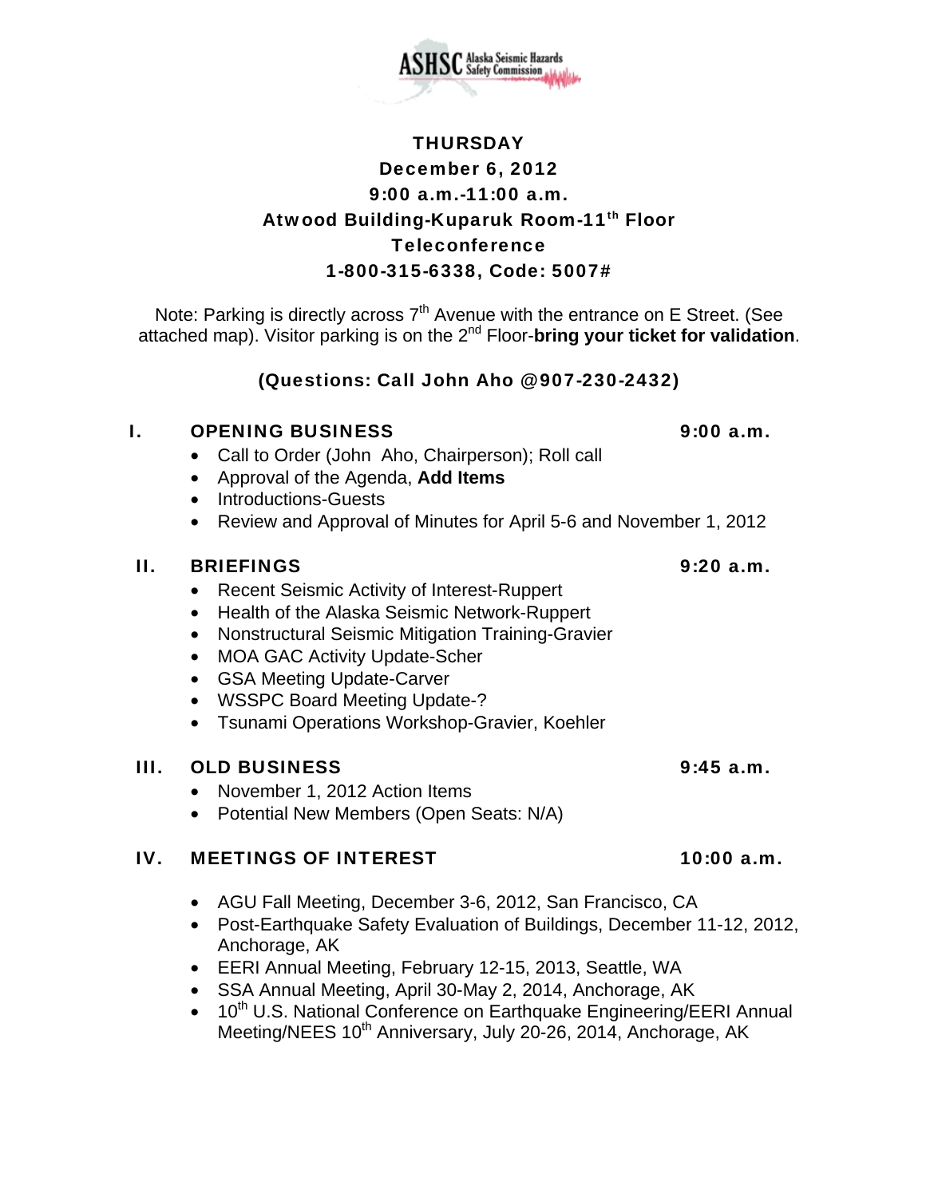ASHSC Alaska Seismic Hazards Safety Commission

**THURSDAY**

**December 6, 2012**

**9:00 a.m.-11:00 a.m.**

**Atwood Building-Kuparuk Room-11th Floor**

**Teleconference**

**1-800-315-6338, Code: 5007#**

Note: Parking is directly across 7th Avenue with the entrance on E Street. (See attached map). Visitor parking is on the 2nd Floor-**bring your ticket for validation**.

**(Questions: Call John Aho @907-230-2432)**

## I. OPENING BUSINESS — 9:00 a.m.

- Call to Order (John Aho, Chairperson); Roll call
- Approval of the Agenda, **Add Items**
- Introductions-Guests
- Review and Approval of Minutes for April 5-6 and November 1, 2012

## II. BRIEFINGS — 9:20 a.m.

- Recent Seismic Activity of Interest-Ruppert
- Health of the Alaska Seismic Network-Ruppert
- Nonstructural Seismic Mitigation Training-Gravier
- MOA GAC Activity Update-Scher
- GSA Meeting Update-Carver
- WSSPC Board Meeting Update-?
- Tsunami Operations Workshop-Gravier, Koehler

## III. OLD BUSINESS — 9:45 a.m.

- November 1, 2012 Action Items
- Potential New Members (Open Seats: N/A)

## IV. MEETINGS OF INTEREST — 10:00 a.m.

- AGU Fall Meeting, December 3-6, 2012, San Francisco, CA
- Post-Earthquake Safety Evaluation of Buildings, December 11-12, 2012, Anchorage, AK
- EERI Annual Meeting, February 12-15, 2013, Seattle, WA
- SSA Annual Meeting, April 30-May 2, 2014, Anchorage, AK
- 10th U.S. National Conference on Earthquake Engineering/EERI Annual Meeting/NEES 10th Anniversary, July 20-26, 2014, Anchorage, AK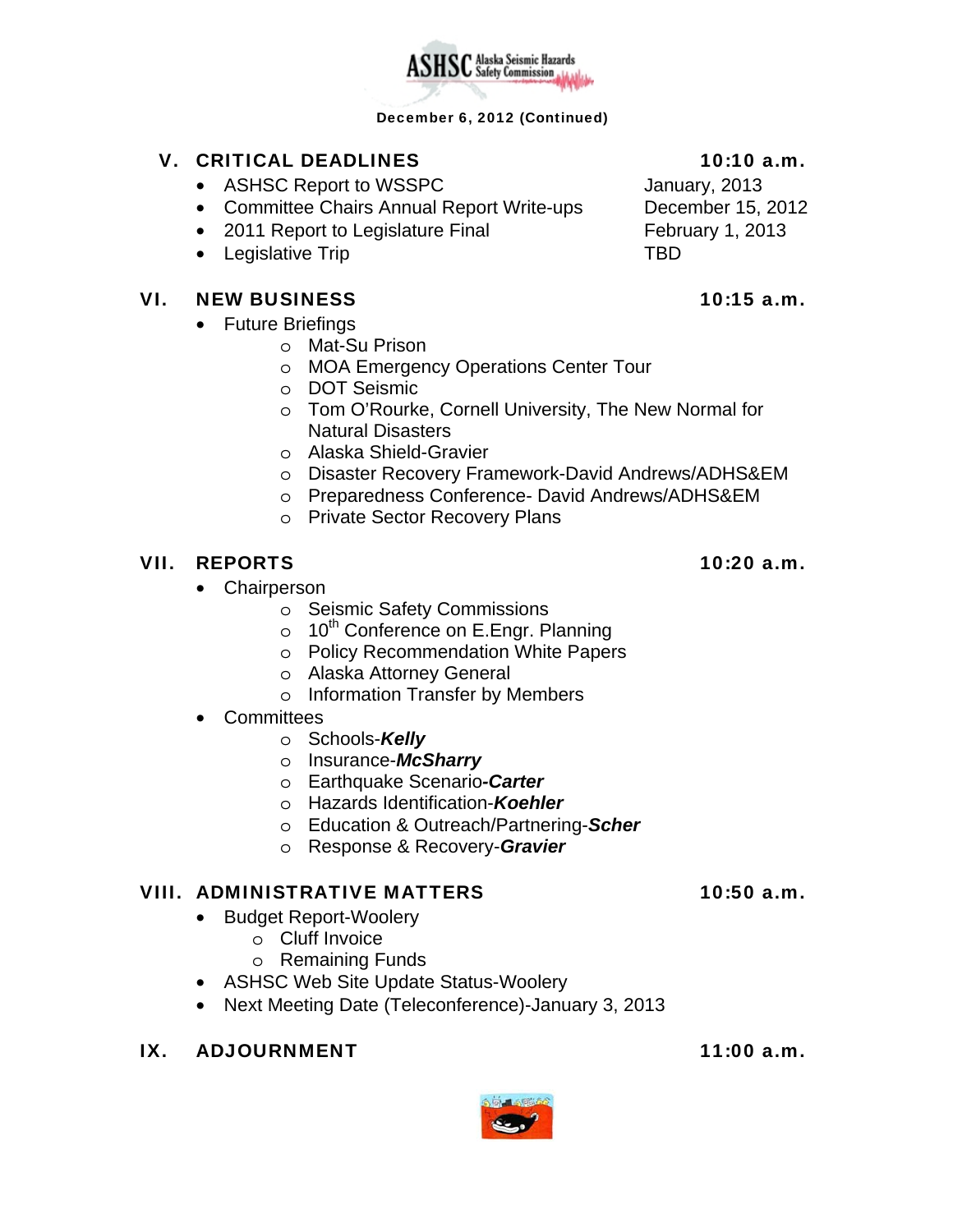**December 6, 2012 (Continued)**

## V. CRITICAL DEADLINES — 10:10 a.m.

- ASHSC Report to WSSPC — January, 2013
- Committee Chairs Annual Report Write-ups — December 15, 2012
- 2011 Report to Legislature Final — February 1, 2013
- Legislative Trip — TBD

## VI. NEW BUSINESS — 10:15 a.m.

- Future Briefings
  - Mat-Su Prison
  - MOA Emergency Operations Center Tour
  - DOT Seismic
  - Tom O'Rourke, Cornell University, The New Normal for Natural Disasters
  - Alaska Shield-Gravier
  - Disaster Recovery Framework-David Andrews/ADHS&EM
  - Preparedness Conference- David Andrews/ADHS&EM
  - Private Sector Recovery Plans

## VII. REPORTS — 10:20 a.m.

- Chairperson
  - Seismic Safety Commissions
  - 10th Conference on E.Engr. Planning
  - Policy Recommendation White Papers
  - Alaska Attorney General
  - Information Transfer by Members
- Committees
  - Schools-***Kelly***
  - Insurance-***McSharry***
  - Earthquake Scenario-***Carter***
  - Hazards Identification-***Koehler***
  - Education & Outreach/Partnering-***Scher***
  - Response & Recovery-***Gravier***

## VIII. ADMINISTRATIVE MATTERS — 10:50 a.m.

- Budget Report-Woolery
  - Cluff Invoice
  - Remaining Funds
- ASHSC Web Site Update Status-Woolery
- Next Meeting Date (Teleconference)-January 3, 2013

## IX. ADJOURNMENT — 11:00 a.m.